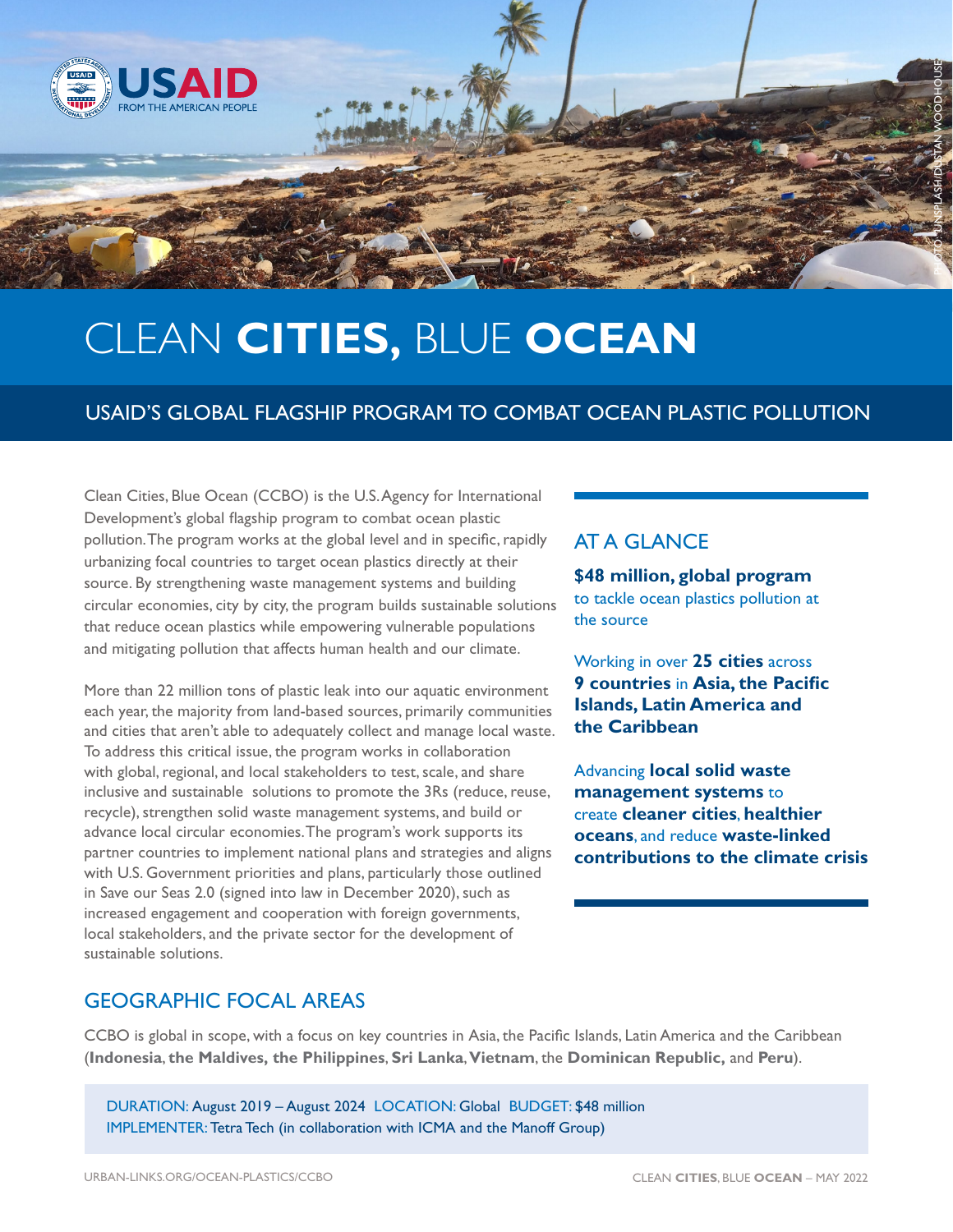USAID FROM THE AMERICAN PEOPLE

PHOTO: UNSPLASH/DUSTAN WOODHOUSE

# CLEAN **CITIES,** BLUE **OCEAN**

## USAID'S GLOBAL FLAGSHIP PROGRAM TO COMBAT OCEAN PLASTIC POLLUTION

Clean Cities, Blue Ocean (CCBO) is the U.S. Agency for International Development's global flagship program to combat ocean plastic pollution. The program works at the global level and in specific, rapidly urbanizing focal countries to target ocean plastics directly at their source. By strengthening waste management systems and building circular economies, city by city, the program builds sustainable solutions that reduce ocean plastics while empowering vulnerable populations and mitigating pollution that affects human health and our climate.

More than 22 million tons of plastic leak into our aquatic environment each year, the majority from land-based sources, primarily communities and cities that aren't able to adequately collect and manage local waste. To address this critical issue, the program works in collaboration with global, regional, and local stakeholders to test, scale, and share inclusive and sustainable solutions to promote the 3Rs (reduce, reuse, recycle), strengthen solid waste management systems, and build or advance local circular economies. The program's work supports its partner countries to implement national plans and strategies and aligns with U.S. Government priorities and plans, particularly those outlined in Save our Seas 2.0 (signed into law in December 2020), such as increased engagement and cooperation with foreign governments, local stakeholders, and the private sector for the development of sustainable solutions.

## AT A GLANCE

**$48 million, global program** to tackle ocean plastics pollution at the source

Working in over **25 cities** across **9 countries** in **Asia, the Pacific Islands, Latin America and the Caribbean**

Advancing **local solid waste management systems** to create **cleaner cities**, **healthier oceans**, and reduce **waste-linked contributions to the climate crisis**

## GEOGRAPHIC FOCAL AREAS

CCBO is global in scope, with a focus on key countries in Asia, the Pacific Islands, Latin America and the Caribbean (**Indonesia**, **the Maldives, the Philippines**, **Sri Lanka**, **Vietnam**, the **Dominican Republic,** and **Peru**).

DURATION: August 2019 – August 2024 LOCATION: Global BUDGET: $48 million
IMPLEMENTER: Tetra Tech (in collaboration with ICMA and the Manoff Group)

URBAN-LINKS.ORG/OCEAN-PLASTICS/CCBO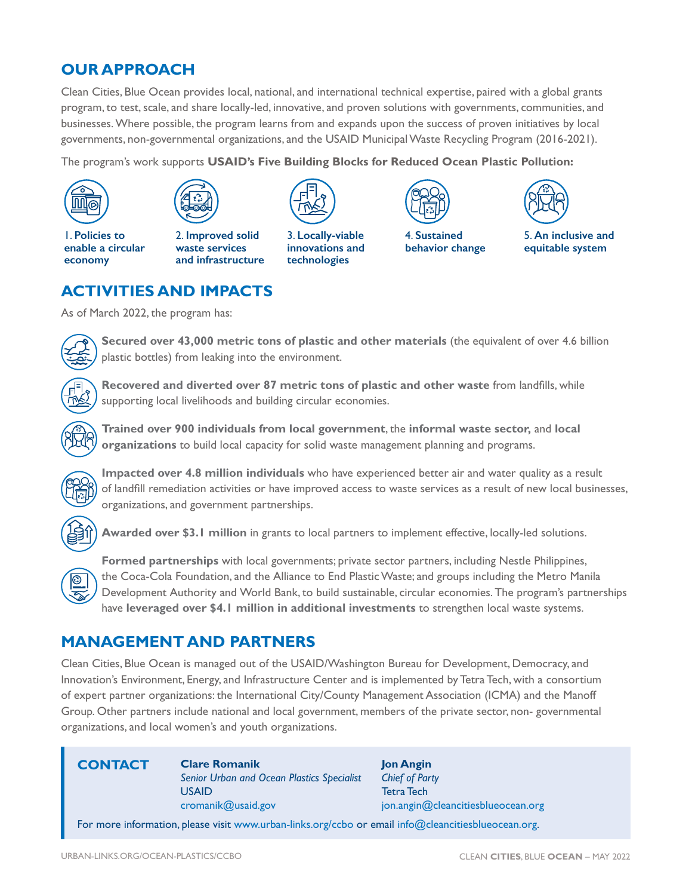## OUR APPROACH

Clean Cities, Blue Ocean provides local, national, and international technical expertise, paired with a global grants program, to test, scale, and share locally-led, innovative, and proven solutions with governments, communities, and businesses. Where possible, the program learns from and expands upon the success of proven initiatives by local governments, non-governmental organizations, and the USAID Municipal Waste Recycling Program (2016-2021).

The program's work supports **USAID's Five Building Blocks for Reduced Ocean Plastic Pollution:**

1. **Policies to enable a circular economy**
2. **Improved solid waste services and infrastructure**
3. **Locally-viable innovations and technologies**
4. **Sustained behavior change**
5. **An inclusive and equitable system**

## ACTIVITIES AND IMPACTS

As of March 2022, the program has:

- **Secured over 43,000 metric tons of plastic and other materials** (the equivalent of over 4.6 billion plastic bottles) from leaking into the environment.
- **Recovered and diverted over 87 metric tons of plastic and other waste** from landfills, while supporting local livelihoods and building circular economies.
- **Trained over 900 individuals from local government**, the **informal waste sector,** and **local organizations** to build local capacity for solid waste management planning and programs.
- **Impacted over 4.8 million individuals** who have experienced better air and water quality as a result of landfill remediation activities or have improved access to waste services as a result of new local businesses, organizations, and government partnerships.
- **Awarded over $3.1 million** in grants to local partners to implement effective, locally-led solutions.
- **Formed partnerships** with local governments; private sector partners, including Nestle Philippines, the Coca-Cola Foundation, and the Alliance to End Plastic Waste; and groups including the Metro Manila Development Authority and World Bank, to build sustainable, circular economies. The program's partnerships have **leveraged over $4.1 million in additional investments** to strengthen local waste systems.

## MANAGEMENT AND PARTNERS

Clean Cities, Blue Ocean is managed out of the USAID/Washington Bureau for Development, Democracy, and Innovation's Environment, Energy, and Infrastructure Center and is implemented by Tetra Tech, with a consortium of expert partner organizations: the International City/County Management Association (ICMA) and the Manoff Group. Other partners include national and local government, members of the private sector, non- governmental organizations, and local women's and youth organizations.

## CONTACT

**Clare Romanik**
*Senior Urban and Ocean Plastics Specialist*
USAID
cromanik@usaid.gov

**Jon Angin**
*Chief of Party*
Tetra Tech
jon.angin@cleancitiesblueocean.org

For more information, please visit www.urban-links.org/ccbo or email info@cleancitiesblueocean.org.